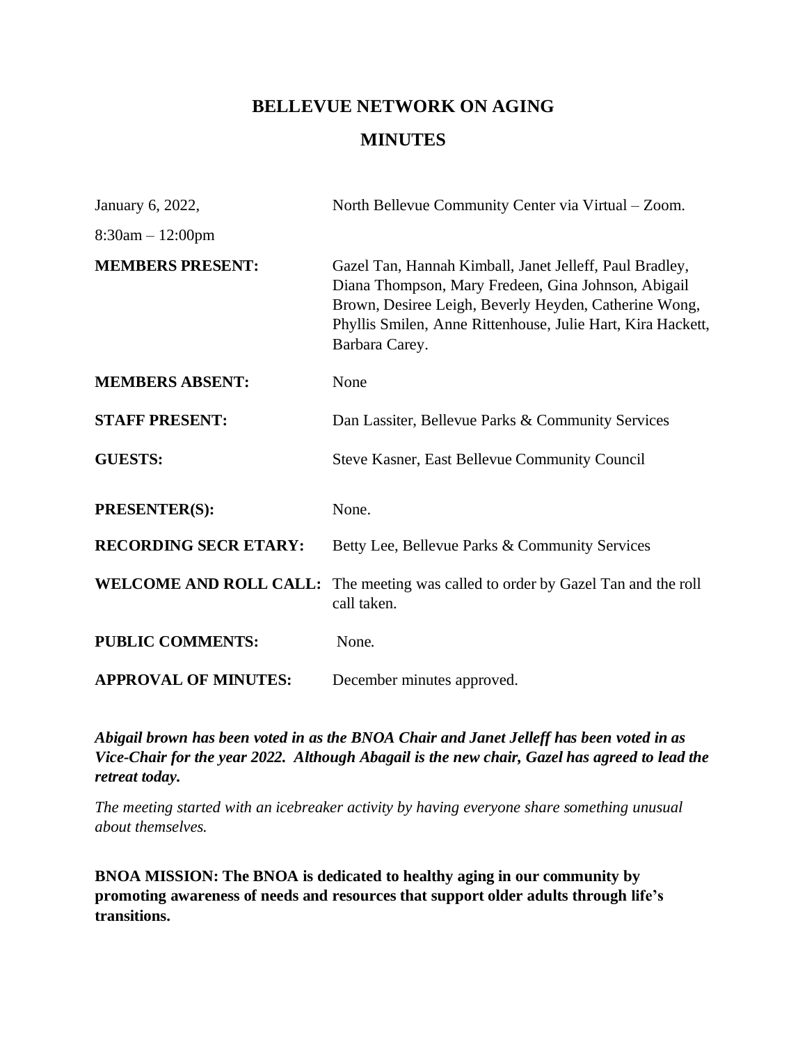# BELLEVUE NETWORK ON AGING

## MINUTES

| | |
|---|---|
| January 6, 2022, 8:30am – 12:00pm | North Bellevue Community Center via Virtual – Zoom. |
| **MEMBERS PRESENT:** | Gazel Tan, Hannah Kimball, Janet Jelleff, Paul Bradley, Diana Thompson, Mary Fredeen, Gina Johnson, Abigail Brown, Desiree Leigh, Beverly Heyden, Catherine Wong, Phyllis Smilen, Anne Rittenhouse, Julie Hart, Kira Hackett, Barbara Carey. |
| **MEMBERS ABSENT:** | None |
| **STAFF PRESENT:** | Dan Lassiter, Bellevue Parks & Community Services |
| **GUESTS:** | Steve Kasner, East Bellevue Community Council |
| **PRESENTER(S):** | None. |
| **RECORDING SECR ETARY:** | Betty Lee, Bellevue Parks & Community Services |
| **WELCOME AND ROLL CALL:** | The meeting was called to order by Gazel Tan and the roll call taken. |
| **PUBLIC COMMENTS:** | None. |
| **APPROVAL OF MINUTES:** | December minutes approved. |

***Abigail brown has been voted in as the BNOA Chair and Janet Jelleff has been voted in as Vice-Chair for the year 2022. Although Abagail is the new chair, Gazel has agreed to lead the retreat today.***

*The meeting started with an icebreaker activity by having everyone share something unusual about themselves.*

**BNOA MISSION: The BNOA is dedicated to healthy aging in our community by promoting awareness of needs and resources that support older adults through life's transitions.**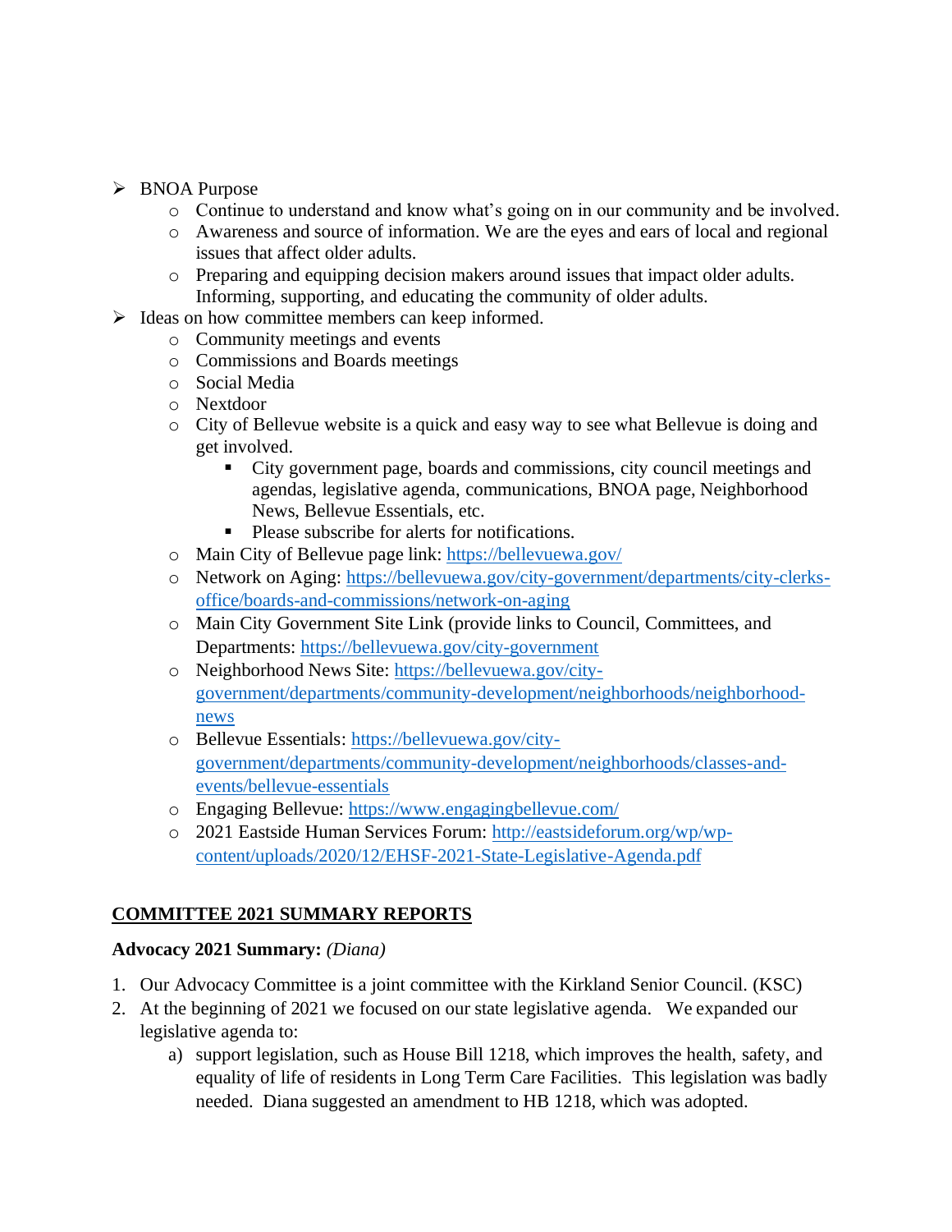- BNOA Purpose
  - Continue to understand and know what's going on in our community and be involved.
  - Awareness and source of information. We are the eyes and ears of local and regional issues that affect older adults.
  - Preparing and equipping decision makers around issues that impact older adults. Informing, supporting, and educating the community of older adults.
- Ideas on how committee members can keep informed.
  - Community meetings and events
  - Commissions and Boards meetings
  - Social Media
  - Nextdoor
  - City of Bellevue website is a quick and easy way to see what Bellevue is doing and get involved.
    - City government page, boards and commissions, city council meetings and agendas, legislative agenda, communications, BNOA page, Neighborhood News, Bellevue Essentials, etc.
    - Please subscribe for alerts for notifications.
  - Main City of Bellevue page link: https://bellevuewa.gov/
  - Network on Aging: https://bellevuewa.gov/city-government/departments/city-clerks-office/boards-and-commissions/network-on-aging
  - Main City Government Site Link (provide links to Council, Committees, and Departments: https://bellevuewa.gov/city-government
  - Neighborhood News Site: https://bellevuewa.gov/city-government/departments/community-development/neighborhoods/neighborhood-news
  - Bellevue Essentials: https://bellevuewa.gov/city-government/departments/community-development/neighborhoods/classes-and-events/bellevue-essentials
  - Engaging Bellevue: https://www.engagingbellevue.com/
  - 2021 Eastside Human Services Forum: http://eastsideforum.org/wp/wp-content/uploads/2020/12/EHSF-2021-State-Legislative-Agenda.pdf

## COMMITTEE 2021 SUMMARY REPORTS

**Advocacy 2021 Summary:** *(Diana)*

1. Our Advocacy Committee is a joint committee with the Kirkland Senior Council. (KSC)
2. At the beginning of 2021 we focused on our state legislative agenda. We expanded our legislative agenda to:
   a) support legislation, such as House Bill 1218, which improves the health, safety, and equality of life of residents in Long Term Care Facilities. This legislation was badly needed. Diana suggested an amendment to HB 1218, which was adopted.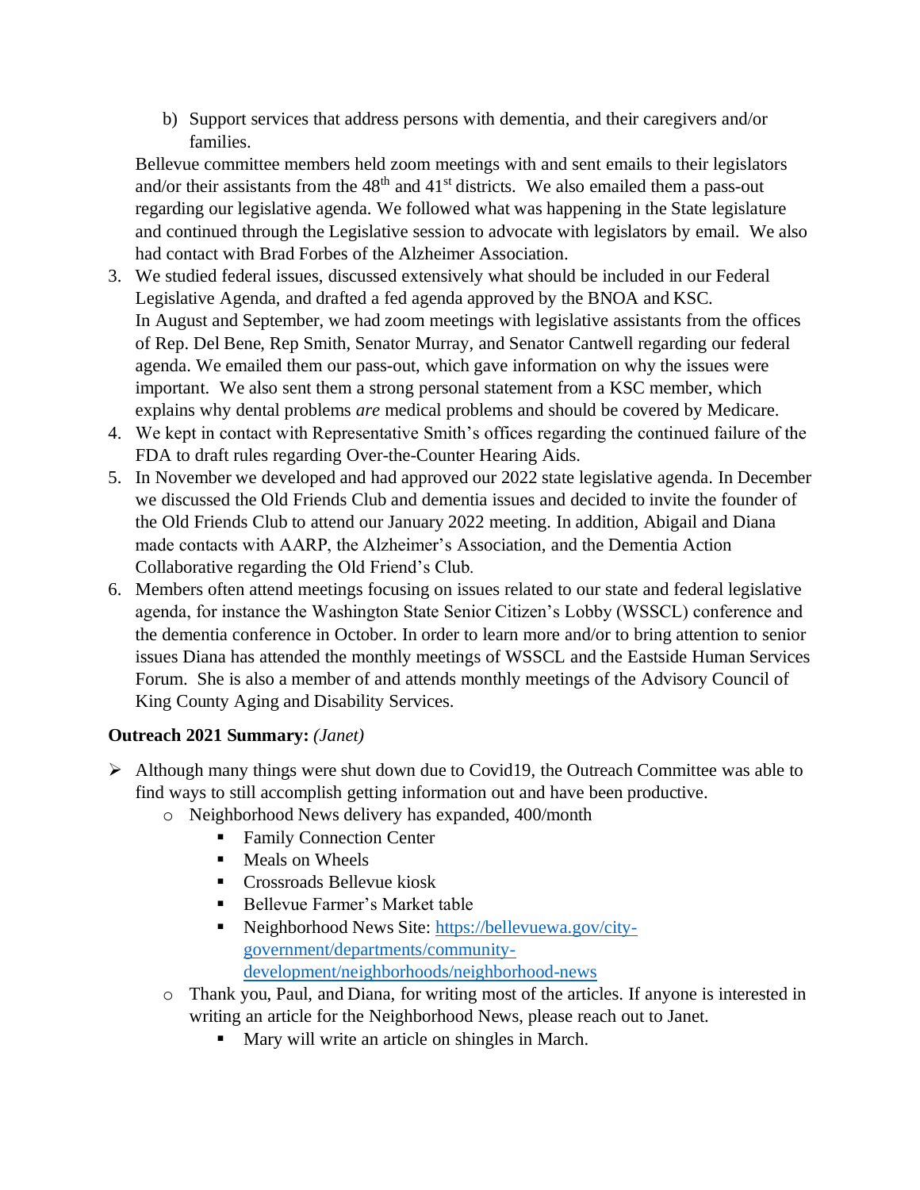b) Support services that address persons with dementia, and their caregivers and/or families.

Bellevue committee members held zoom meetings with and sent emails to their legislators and/or their assistants from the 48th and 41st districts. We also emailed them a pass-out regarding our legislative agenda. We followed what was happening in the State legislature and continued through the Legislative session to advocate with legislators by email. We also had contact with Brad Forbes of the Alzheimer Association.

3. We studied federal issues, discussed extensively what should be included in our Federal Legislative Agenda, and drafted a fed agenda approved by the BNOA and KSC.
   In August and September, we had zoom meetings with legislative assistants from the offices of Rep. Del Bene, Rep Smith, Senator Murray, and Senator Cantwell regarding our federal agenda. We emailed them our pass-out, which gave information on why the issues were important. We also sent them a strong personal statement from a KSC member, which explains why dental problems *are* medical problems and should be covered by Medicare.
4. We kept in contact with Representative Smith's offices regarding the continued failure of the FDA to draft rules regarding Over-the-Counter Hearing Aids.
5. In November we developed and had approved our 2022 state legislative agenda. In December we discussed the Old Friends Club and dementia issues and decided to invite the founder of the Old Friends Club to attend our January 2022 meeting. In addition, Abigail and Diana made contacts with AARP, the Alzheimer's Association, and the Dementia Action Collaborative regarding the Old Friend's Club.
6. Members often attend meetings focusing on issues related to our state and federal legislative agenda, for instance the Washington State Senior Citizen's Lobby (WSSCL) conference and the dementia conference in October. In order to learn more and/or to bring attention to senior issues Diana has attended the monthly meetings of WSSCL and the Eastside Human Services Forum. She is also a member of and attends monthly meetings of the Advisory Council of King County Aging and Disability Services.

**Outreach 2021 Summary:** *(Janet)*

- Although many things were shut down due to Covid19, the Outreach Committee was able to find ways to still accomplish getting information out and have been productive.
  - Neighborhood News delivery has expanded, 400/month
    - Family Connection Center
    - Meals on Wheels
    - Crossroads Bellevue kiosk
    - Bellevue Farmer's Market table
    - Neighborhood News Site: https://bellevuewa.gov/city-government/departments/community-development/neighborhoods/neighborhood-news
  - Thank you, Paul, and Diana, for writing most of the articles. If anyone is interested in writing an article for the Neighborhood News, please reach out to Janet.
    - Mary will write an article on shingles in March.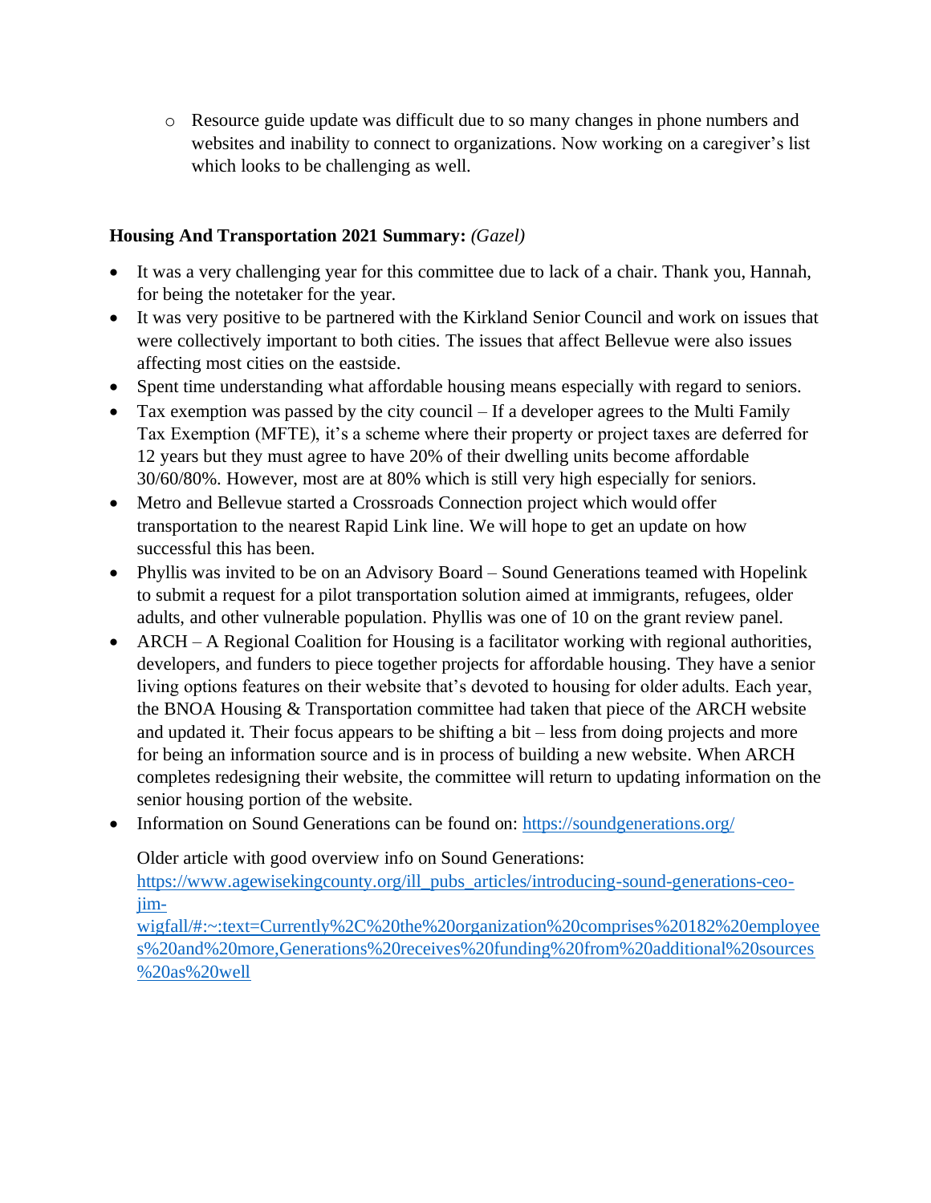- Resource guide update was difficult due to so many changes in phone numbers and websites and inability to connect to organizations. Now working on a caregiver's list which looks to be challenging as well.

**Housing And Transportation 2021 Summary:** *(Gazel)*

- It was a very challenging year for this committee due to lack of a chair. Thank you, Hannah, for being the notetaker for the year.
- It was very positive to be partnered with the Kirkland Senior Council and work on issues that were collectively important to both cities. The issues that affect Bellevue were also issues affecting most cities on the eastside.
- Spent time understanding what affordable housing means especially with regard to seniors.
- Tax exemption was passed by the city council – If a developer agrees to the Multi Family Tax Exemption (MFTE), it's a scheme where their property or project taxes are deferred for 12 years but they must agree to have 20% of their dwelling units become affordable 30/60/80%. However, most are at 80% which is still very high especially for seniors.
- Metro and Bellevue started a Crossroads Connection project which would offer transportation to the nearest Rapid Link line. We will hope to get an update on how successful this has been.
- Phyllis was invited to be on an Advisory Board – Sound Generations teamed with Hopelink to submit a request for a pilot transportation solution aimed at immigrants, refugees, older adults, and other vulnerable population. Phyllis was one of 10 on the grant review panel.
- ARCH – A Regional Coalition for Housing is a facilitator working with regional authorities, developers, and funders to piece together projects for affordable housing. They have a senior living options features on their website that's devoted to housing for older adults. Each year, the BNOA Housing & Transportation committee had taken that piece of the ARCH website and updated it. Their focus appears to be shifting a bit – less from doing projects and more for being an information source and is in process of building a new website. When ARCH completes redesigning their website, the committee will return to updating information on the senior housing portion of the website.
- Information on Sound Generations can be found on: [https://soundgenerations.org/](https://soundgenerations.org/)

  Older article with good overview info on Sound Generations:
  [https://www.agewisekingcounty.org/ill_pubs_articles/introducing-sound-generations-ceo-jim-wigfall/#:~:text=Currently%2C%20the%20organization%20comprises%20182%20employees%20and%20more,Generations%20receives%20funding%20from%20additional%20sources%20as%20well](https://www.agewisekingcounty.org/ill_pubs_articles/introducing-sound-generations-ceo-jim-wigfall/#:~:text=Currently%2C%20the%20organization%20comprises%20182%20employees%20and%20more,Generations%20receives%20funding%20from%20additional%20sources%20as%20well)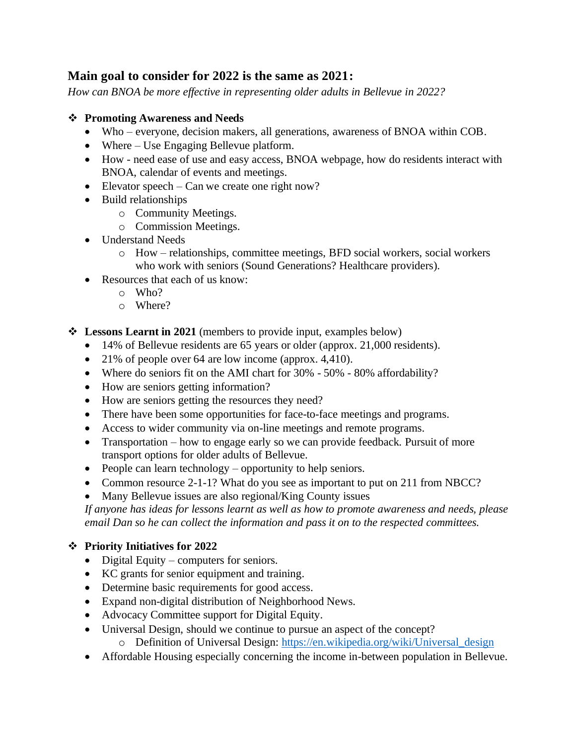## Main goal to consider for 2022 is the same as 2021:

*How can BNOA be more effective in representing older adults in Bellevue in 2022?*

- **Promoting Awareness and Needs**
  - Who – everyone, decision makers, all generations, awareness of BNOA within COB.
  - Where – Use Engaging Bellevue platform.
  - How - need ease of use and easy access, BNOA webpage, how do residents interact with BNOA, calendar of events and meetings.
  - Elevator speech – Can we create one right now?
  - Build relationships
    - Community Meetings.
    - Commission Meetings.
  - Understand Needs
    - How – relationships, committee meetings, BFD social workers, social workers who work with seniors (Sound Generations? Healthcare providers).
  - Resources that each of us know:
    - Who?
    - Where?

- **Lessons Learnt in 2021** (members to provide input, examples below)
  - 14% of Bellevue residents are 65 years or older (approx. 21,000 residents).
  - 21% of people over 64 are low income (approx. 4,410).
  - Where do seniors fit on the AMI chart for 30% - 50% - 80% affordability?
  - How are seniors getting information?
  - How are seniors getting the resources they need?
  - There have been some opportunities for face-to-face meetings and programs.
  - Access to wider community via on-line meetings and remote programs.
  - Transportation – how to engage early so we can provide feedback. Pursuit of more transport options for older adults of Bellevue.
  - People can learn technology – opportunity to help seniors.
  - Common resource 2-1-1? What do you see as important to put on 211 from NBCC?
  - Many Bellevue issues are also regional/King County issues

  *If anyone has ideas for lessons learnt as well as how to promote awareness and needs, please email Dan so he can collect the information and pass it on to the respected committees.*

- **Priority Initiatives for 2022**
  - Digital Equity – computers for seniors.
  - KC grants for senior equipment and training.
  - Determine basic requirements for good access.
  - Expand non-digital distribution of Neighborhood News.
  - Advocacy Committee support for Digital Equity.
  - Universal Design, should we continue to pursue an aspect of the concept?
    - Definition of Universal Design: https://en.wikipedia.org/wiki/Universal_design
  - Affordable Housing especially concerning the income in-between population in Bellevue.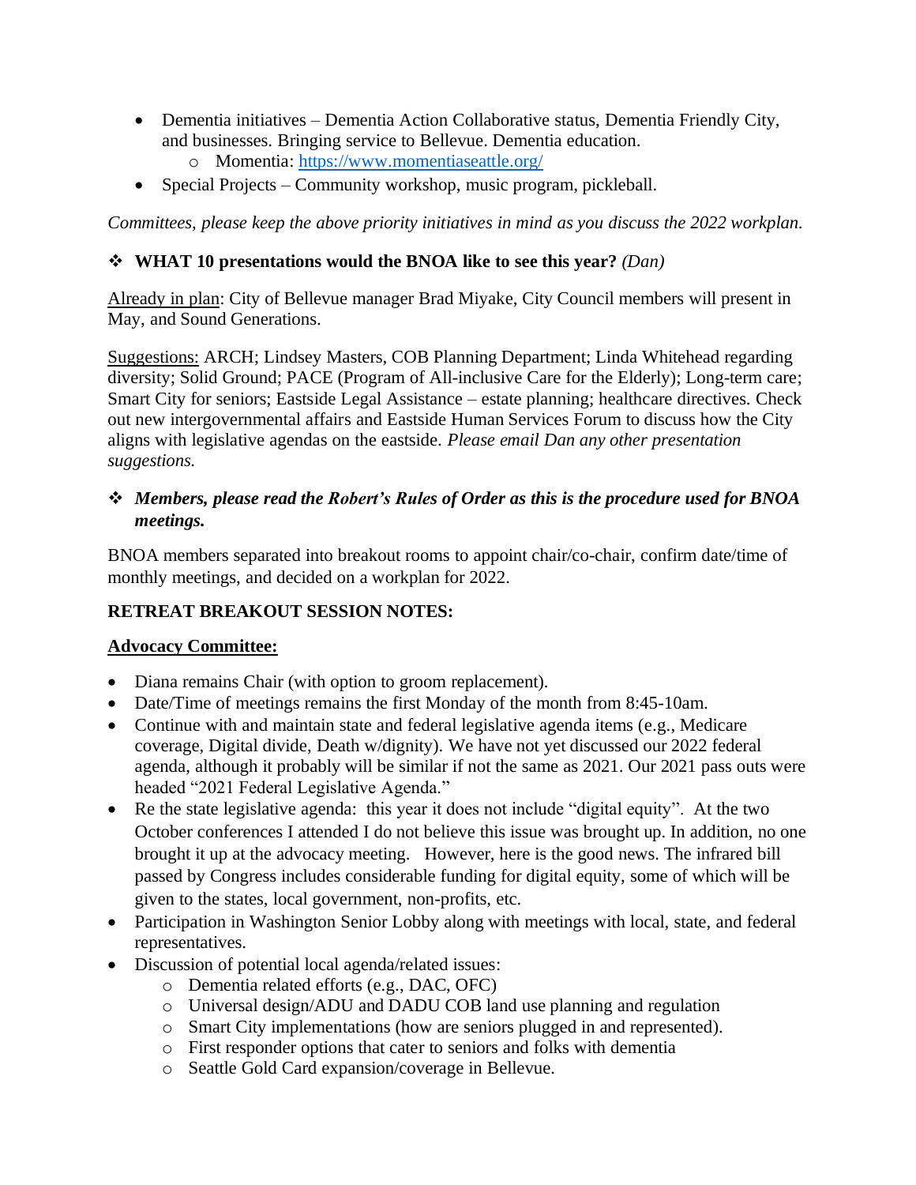- Dementia initiatives – Dementia Action Collaborative status, Dementia Friendly City, and businesses. Bringing service to Bellevue. Dementia education.
    - Momentia: https://www.momentiaseattle.org/
- Special Projects – Community workshop, music program, pickleball.

*Committees, please keep the above priority initiatives in mind as you discuss the 2022 workplan.*

❖ **WHAT 10 presentations would the BNOA like to see this year?** *(Dan)*

<u>Already in plan</u>: City of Bellevue manager Brad Miyake, City Council members will present in May, and Sound Generations.

<u>Suggestions:</u> ARCH; Lindsey Masters, COB Planning Department; Linda Whitehead regarding diversity; Solid Ground; PACE (Program of All-inclusive Care for the Elderly); Long-term care; Smart City for seniors; Eastside Legal Assistance – estate planning; healthcare directives. Check out new intergovernmental affairs and Eastside Human Services Forum to discuss how the City aligns with legislative agendas on the eastside. *Please email Dan any other presentation suggestions.*

❖ ***Members, please read the Robert's Rules of Order as this is the procedure used for BNOA meetings.***

BNOA members separated into breakout rooms to appoint chair/co-chair, confirm date/time of monthly meetings, and decided on a workplan for 2022.

**RETREAT BREAKOUT SESSION NOTES:**

**<u>Advocacy Committee:</u>**

- Diana remains Chair (with option to groom replacement).
- Date/Time of meetings remains the first Monday of the month from 8:45-10am.
- Continue with and maintain state and federal legislative agenda items (e.g., Medicare coverage, Digital divide, Death w/dignity). We have not yet discussed our 2022 federal agenda, although it probably will be similar if not the same as 2021. Our 2021 pass outs were headed "2021 Federal Legislative Agenda."
- Re the state legislative agenda: this year it does not include "digital equity". At the two October conferences I attended I do not believe this issue was brought up. In addition, no one brought it up at the advocacy meeting. However, here is the good news. The infrared bill passed by Congress includes considerable funding for digital equity, some of which will be given to the states, local government, non-profits, etc.
- Participation in Washington Senior Lobby along with meetings with local, state, and federal representatives.
- Discussion of potential local agenda/related issues:
    - Dementia related efforts (e.g., DAC, OFC)
    - Universal design/ADU and DADU COB land use planning and regulation
    - Smart City implementations (how are seniors plugged in and represented).
    - First responder options that cater to seniors and folks with dementia
    - Seattle Gold Card expansion/coverage in Bellevue.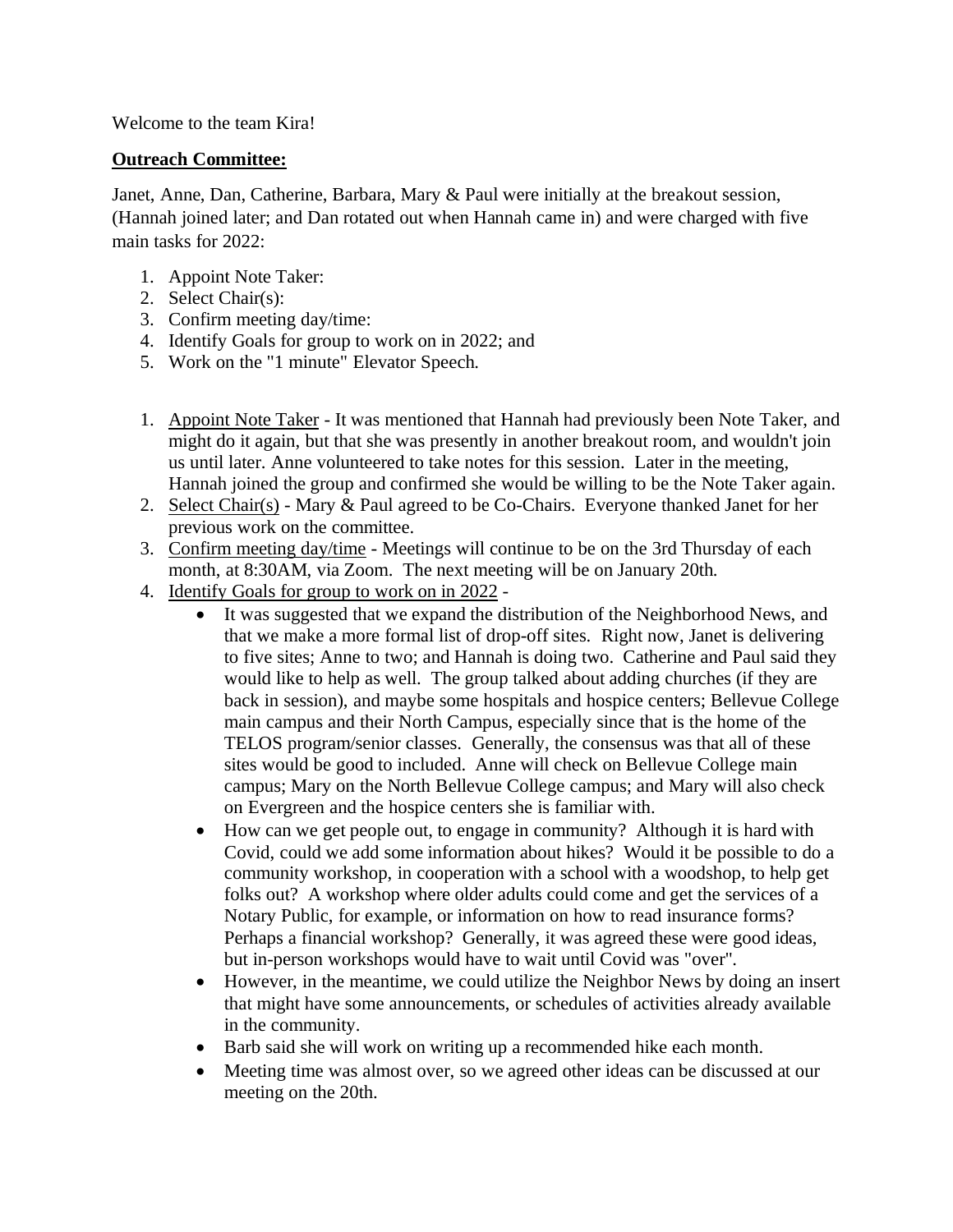Welcome to the team Kira!

**Outreach Committee:**

Janet, Anne, Dan, Catherine, Barbara, Mary & Paul were initially at the breakout session, (Hannah joined later; and Dan rotated out when Hannah came in) and were charged with five main tasks for 2022:

1. Appoint Note Taker:
2. Select Chair(s):
3. Confirm meeting day/time:
4. Identify Goals for group to work on in 2022; and
5. Work on the "1 minute" Elevator Speech.

1. Appoint Note Taker - It was mentioned that Hannah had previously been Note Taker, and might do it again, but that she was presently in another breakout room, and wouldn't join us until later. Anne volunteered to take notes for this session. Later in the meeting, Hannah joined the group and confirmed she would be willing to be the Note Taker again.
2. Select Chair(s) - Mary & Paul agreed to be Co-Chairs. Everyone thanked Janet for her previous work on the committee.
3. Confirm meeting day/time - Meetings will continue to be on the 3rd Thursday of each month, at 8:30AM, via Zoom. The next meeting will be on January 20th.
4. Identify Goals for group to work on in 2022 -
   - It was suggested that we expand the distribution of the Neighborhood News, and that we make a more formal list of drop-off sites. Right now, Janet is delivering to five sites; Anne to two; and Hannah is doing two. Catherine and Paul said they would like to help as well. The group talked about adding churches (if they are back in session), and maybe some hospitals and hospice centers; Bellevue College main campus and their North Campus, especially since that is the home of the TELOS program/senior classes. Generally, the consensus was that all of these sites would be good to included. Anne will check on Bellevue College main campus; Mary on the North Bellevue College campus; and Mary will also check on Evergreen and the hospice centers she is familiar with.
   - How can we get people out, to engage in community? Although it is hard with Covid, could we add some information about hikes? Would it be possible to do a community workshop, in cooperation with a school with a woodshop, to help get folks out? A workshop where older adults could come and get the services of a Notary Public, for example, or information on how to read insurance forms? Perhaps a financial workshop? Generally, it was agreed these were good ideas, but in-person workshops would have to wait until Covid was "over".
   - However, in the meantime, we could utilize the Neighbor News by doing an insert that might have some announcements, or schedules of activities already available in the community.
   - Barb said she will work on writing up a recommended hike each month.
   - Meeting time was almost over, so we agreed other ideas can be discussed at our meeting on the 20th.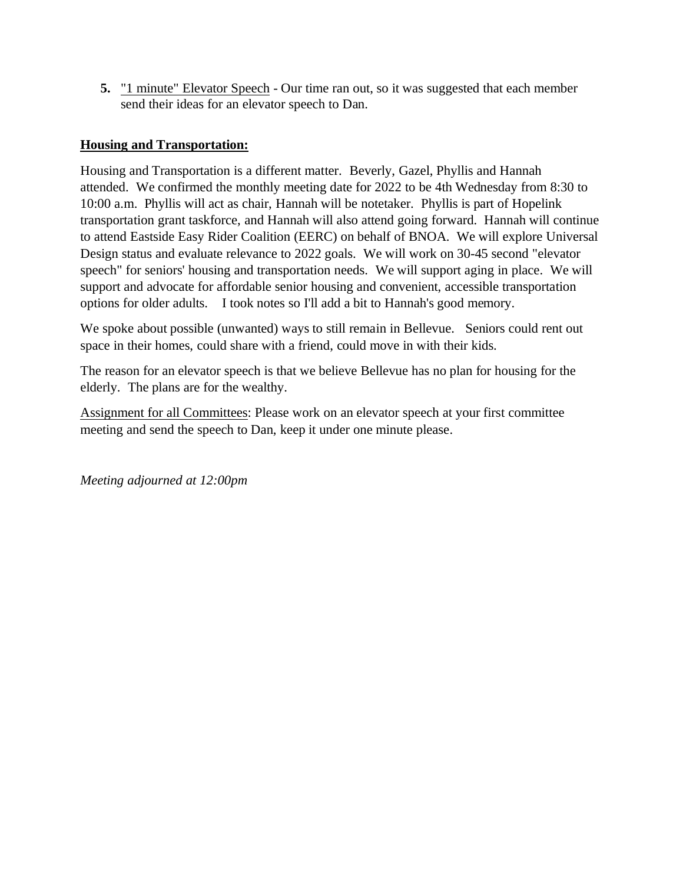5. <u>"1 minute" Elevator Speech</u> - Our time ran out, so it was suggested that each member send their ideas for an elevator speech to Dan.

<u>**Housing and Transportation:**</u>

Housing and Transportation is a different matter. Beverly, Gazel, Phyllis and Hannah attended. We confirmed the monthly meeting date for 2022 to be 4th Wednesday from 8:30 to 10:00 a.m. Phyllis will act as chair, Hannah will be notetaker. Phyllis is part of Hopelink transportation grant taskforce, and Hannah will also attend going forward. Hannah will continue to attend Eastside Easy Rider Coalition (EERC) on behalf of BNOA. We will explore Universal Design status and evaluate relevance to 2022 goals. We will work on 30-45 second "elevator speech" for seniors' housing and transportation needs. We will support aging in place. We will support and advocate for affordable senior housing and convenient, accessible transportation options for older adults. I took notes so I'll add a bit to Hannah's good memory.

We spoke about possible (unwanted) ways to still remain in Bellevue. Seniors could rent out space in their homes, could share with a friend, could move in with their kids.

The reason for an elevator speech is that we believe Bellevue has no plan for housing for the elderly. The plans are for the wealthy.

<u>Assignment for all Committees</u>: Please work on an elevator speech at your first committee meeting and send the speech to Dan, keep it under one minute please.

*Meeting adjourned at 12:00pm*